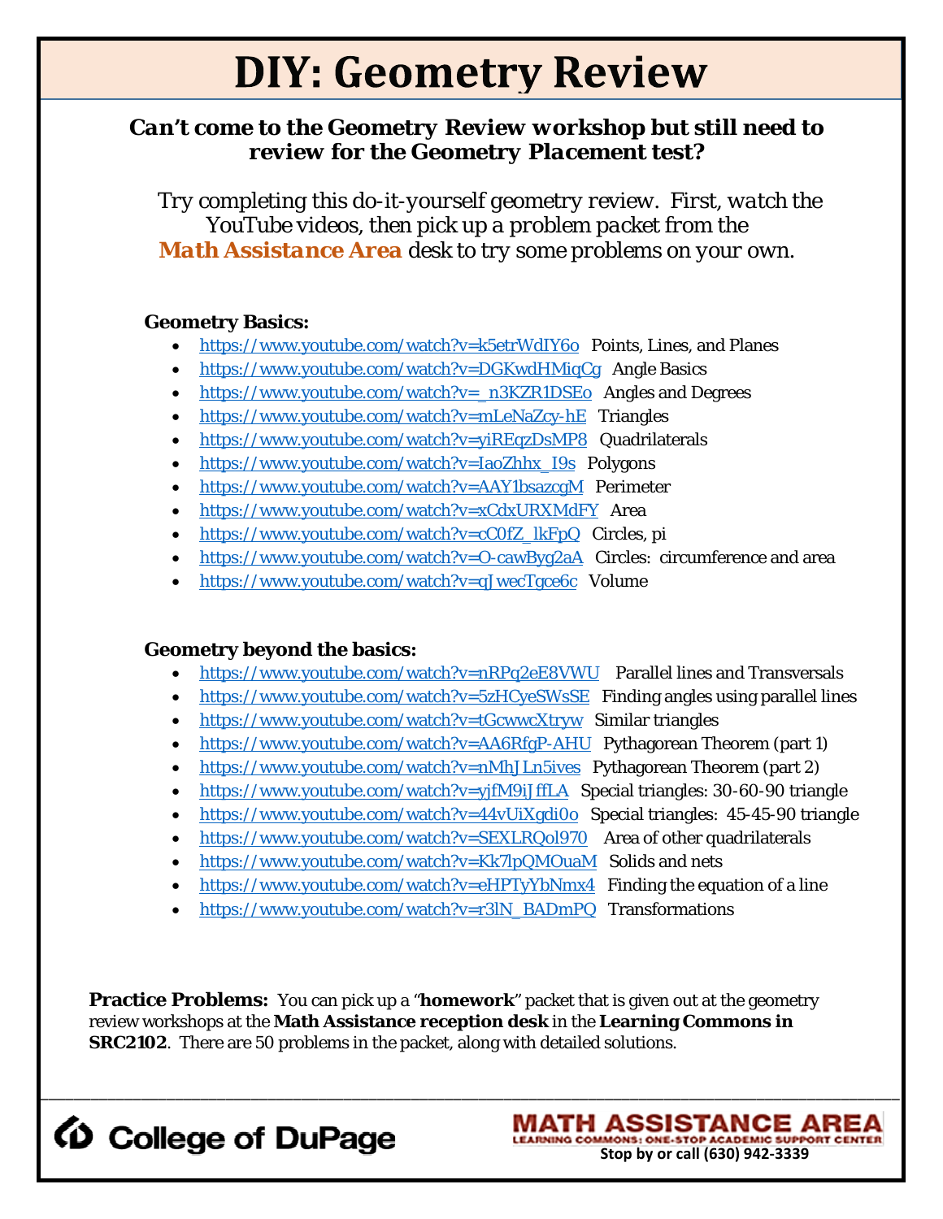# DIY: Geometry Review

***Can't come to the Geometry Review workshop but still need to review for the Geometry Placement test?***

*Try completing this do-it-yourself geometry review. First, watch the YouTube videos, then pick up a problem packet from the* ***Math Assistance Area*** *desk to try some problems on your own.*

**Geometry Basics:**

- https://www.youtube.com/watch?v=k5etrWdIY6o Points, Lines, and Planes
- https://www.youtube.com/watch?v=DGKwdHMiqCg Angle Basics
- https://www.youtube.com/watch?v=_n3KZR1DSEo Angles and Degrees
- https://www.youtube.com/watch?v=mLeNaZcy-hE Triangles
- https://www.youtube.com/watch?v=yiREqzDsMP8 Quadrilaterals
- https://www.youtube.com/watch?v=IaoZhhx_I9s Polygons
- https://www.youtube.com/watch?v=AAY1bsazcgM Perimeter
- https://www.youtube.com/watch?v=xCdxURXMdFY Area
- https://www.youtube.com/watch?v=cC0fZ_lkFpQ Circles, pi
- https://www.youtube.com/watch?v=O-cawByg2aA Circles: circumference and area
- https://www.youtube.com/watch?v=qJwecTgce6c Volume

**Geometry beyond the basics:**

- https://www.youtube.com/watch?v=nRPq2eE8VWU Parallel lines and Transversals
- https://www.youtube.com/watch?v=5zHCyeSWsSE Finding angles using parallel lines
- https://www.youtube.com/watch?v=tGcwwcXtryw Similar triangles
- https://www.youtube.com/watch?v=AA6RfgP-AHU Pythagorean Theorem (part 1)
- https://www.youtube.com/watch?v=nMhJLn5ives Pythagorean Theorem (part 2)
- https://www.youtube.com/watch?v=yjfM9iJffLA Special triangles: 30-60-90 triangle
- https://www.youtube.com/watch?v=44vUiXgdi0o Special triangles: 45-45-90 triangle
- https://www.youtube.com/watch?v=SEXLRQol970 Area of other quadrilaterals
- https://www.youtube.com/watch?v=Kk7lpQMOuaM Solids and nets
- https://www.youtube.com/watch?v=eHPTyYbNmx4 Finding the equation of a line
- https://www.youtube.com/watch?v=r3lN_BADmPQ Transformations

**Practice Problems:** You can pick up a "**homework**" packet that is given out at the geometry review workshops at the **Math Assistance reception desk** in the **Learning Commons in SRC2102**. There are 50 problems in the packet, along with detailed solutions.

College of DuPage

MATH ASSISTANCE AREA
LEARNING COMMONS: ONE-STOP ACADEMIC SUPPORT CENTER
Stop by or call (630) 942-3339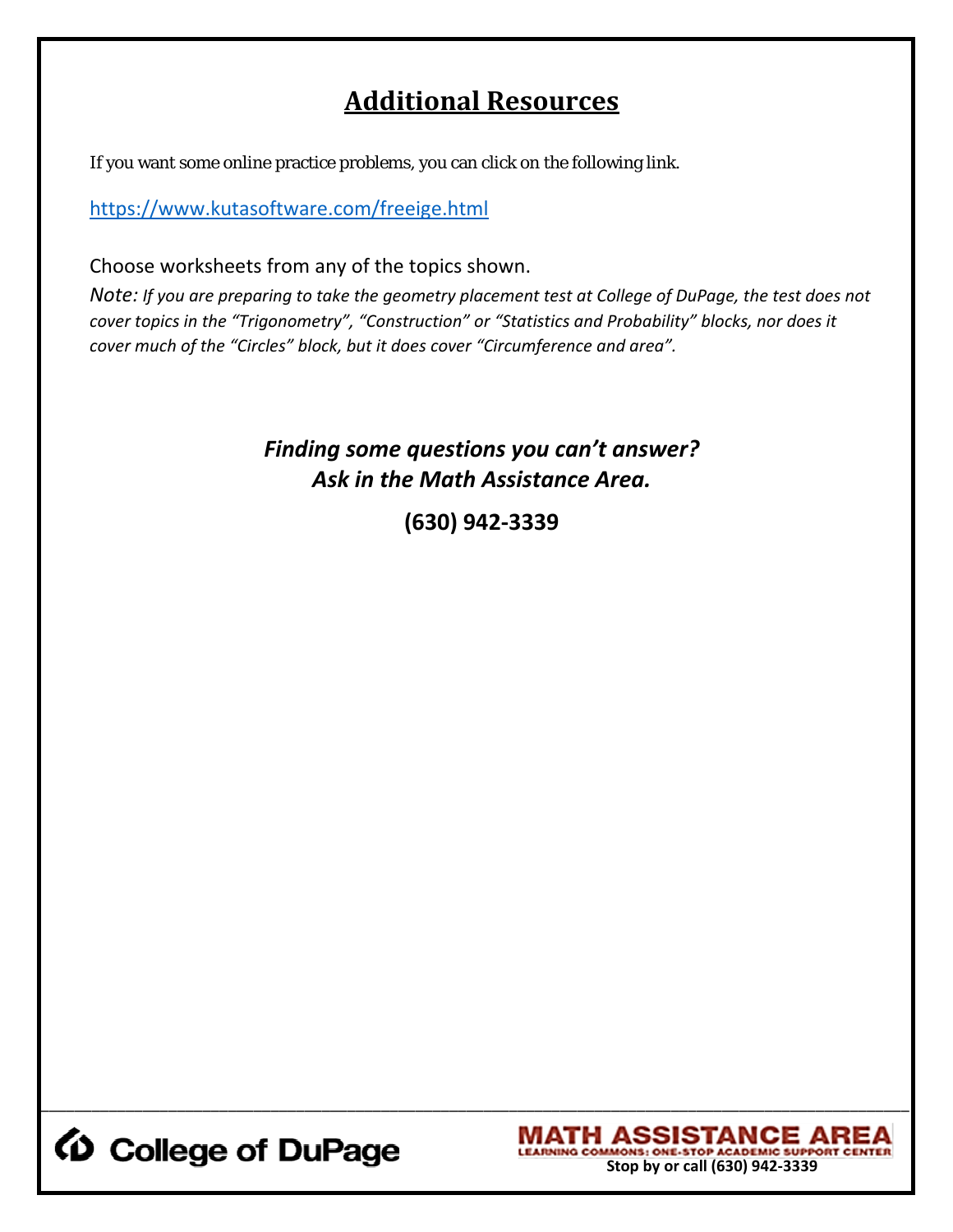# Additional Resources

If you want some online practice problems, you can click on the following link.

https://www.kutasoftware.com/freeige.html

Choose worksheets from any of the topics shown.

*Note: If you are preparing to take the geometry placement test at College of DuPage, the test does not cover topics in the "Trigonometry", "Construction" or "Statistics and Probability" blocks, nor does it cover much of the "Circles" block, but it does cover "Circumference and area".*

***Finding some questions you can't answer?***
***Ask in the Math Assistance Area.***

**(630) 942-3339**